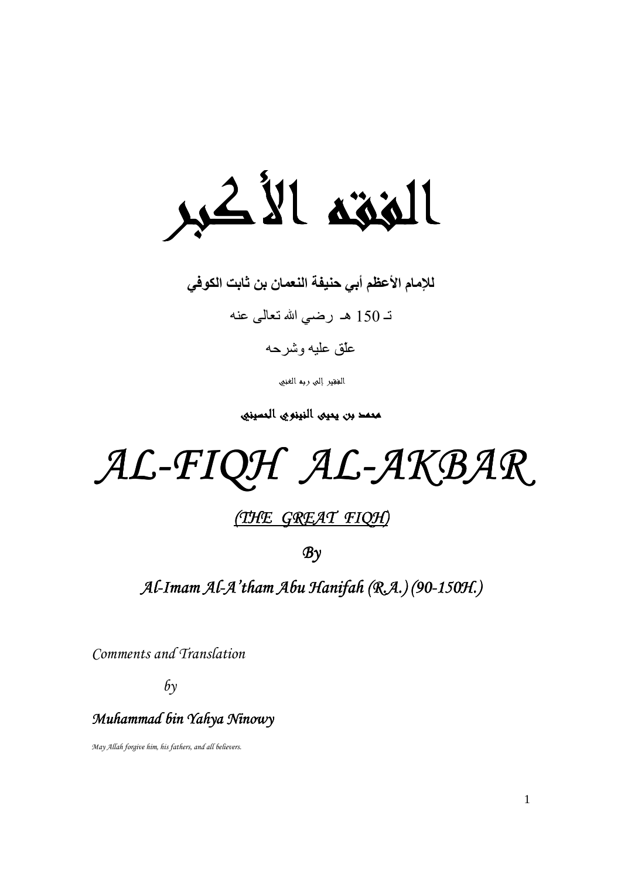# الفقه الأكبر

**للإمام الأعظم أبي حنيفة النعمان بن ثابت الكوفي**

تـ 150 هـ رضي الله تعالى عنه

علّق عليه وشرحه

الفقير إلى ربه الغني

**محمد بن يحيى النينوي الحسيني**

# *AL-FIQH AL-AKBAR*

*(THE GREAT FIQH)*

*By*

*Al-Imam Al-A'tham Abu Hanifah (R.A.) (90-150H.)*

*Comments and Translation*

*by*

*Muhammad bin Yahya Ninowy*

*May Allah forgive him, his fathers, and all believers.*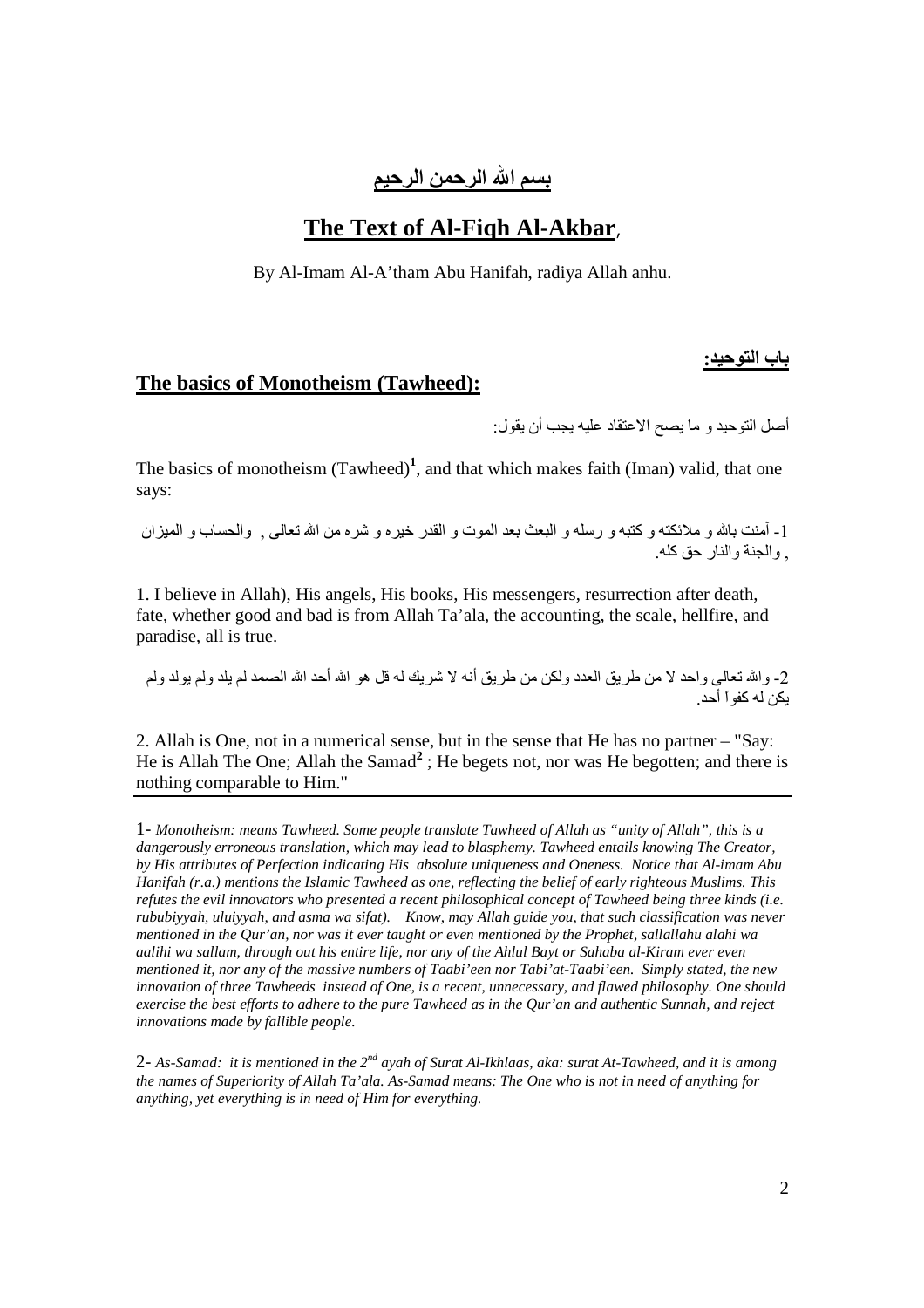# بسم الله الرحمن الرحيم

# The Text of Al-Fiqh Al-Akbar,

By Al-Imam Al-A'tham Abu Hanifah, radiya Allah anhu.

## باب التوحيد:

## The basics of Monotheism (Tawheed):

أصل التوحيد و ما يصح الاعتقاد عليه يجب أن يقول:

The basics of monotheism (Tawheed)[1], and that which makes faith (Iman) valid, that one says:

1- آمنت بالله و ملائكته و كتبه و رسله و البعث بعد الموت و القدر خيره و شره من الله تعالى , والحساب و الميزان , والجنة والنار حق كله.

1. I believe in Allah), His angels, His books, His messengers, resurrection after death, fate, whether good and bad is from Allah Ta'ala, the accounting, the scale, hellfire, and paradise, all is true.

2- والله تعالى واحد لا من طريق العدد ولكن من طريق أنه لا شريك له قل هو الله أحد الله الصمد لم يلد ولم يولد ولم يكن له كفواً أحد.

2. Allah is One, not in a numerical sense, but in the sense that He has no partner – "Say: He is Allah The One; Allah the Samad[2] ; He begets not, nor was He begotten; and there is nothing comparable to Him."

---

1- *Monotheism: means Tawheed. Some people translate Tawheed of Allah as "unity of Allah", this is a dangerously erroneous translation, which may lead to blasphemy. Tawheed entails knowing The Creator, by His attributes of Perfection indicating His absolute uniqueness and Oneness. Notice that Al-imam Abu Hanifah (r.a.) mentions the Islamic Tawheed as one, reflecting the belief of early righteous Muslims. This refutes the evil innovators who presented a recent philosophical concept of Tawheed being three kinds (i.e. rububiyyah, uluiyyah, and asma wa sifat). Know, may Allah guide you, that such classification was never mentioned in the Qur'an, nor was it ever taught or even mentioned by the Prophet, sallallahu alahi wa aalihi wa sallam, through out his entire life, nor any of the Ahlul Bayt or Sahaba al-Kiram ever even mentioned it, nor any of the massive numbers of Taabi'een nor Tabi'at-Taabi'een. Simply stated, the new innovation of three Tawheeds instead of One, is a recent, unnecessary, and flawed philosophy. One should exercise the best efforts to adhere to the pure Tawheed as in the Qur'an and authentic Sunnah, and reject innovations made by fallible people.*

2- *As-Samad: it is mentioned in the 2nd ayah of Surat Al-Ikhlaas, aka: surat At-Tawheed, and it is among the names of Superiority of Allah Ta'ala. As-Samad means: The One who is not in need of anything for anything, yet everything is in need of Him for everything.*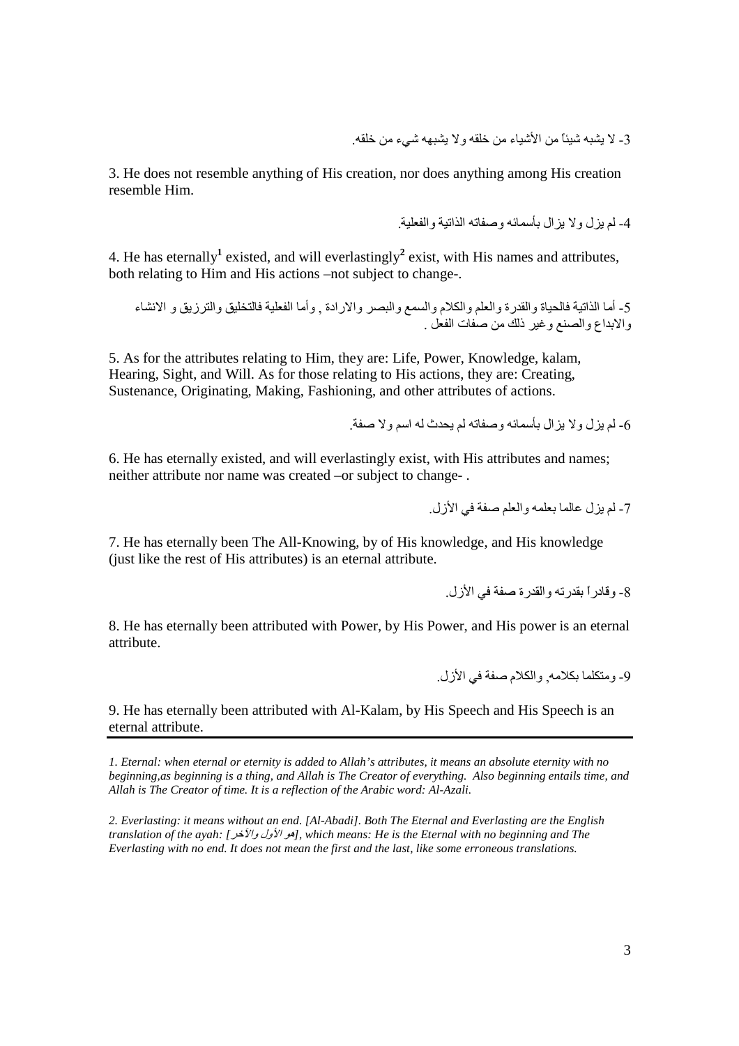3- لا يشبه شيئاً من الأشياء من خلقه ولا يشبهه شيء من خلقه.

3. He does not resemble anything of His creation, nor does anything among His creation resemble Him.

4- لم يزل ولا يزال بأسمائه وصفاته الذاتية والفعلية.

4. He has eternally[1] existed, and will everlastingly[2] exist, with His names and attributes, both relating to Him and His actions –not subject to change-.

5- أما الذاتية فالحياة والقدرة والعلم والكلام والسمع والبصر والارادة , وأما الفعلية فالتخليق والترزيق و الانشاء والابداع والصنع وغير ذلك من صفات الفعل .

5. As for the attributes relating to Him, they are: Life, Power, Knowledge, kalam, Hearing, Sight, and Will. As for those relating to His actions, they are: Creating, Sustenance, Originating, Making, Fashioning, and other attributes of actions.

6- لم يزل ولا يزال بأسمائه وصفاته لم يحدث له اسم ولا صفة.

6. He has eternally existed, and will everlastingly exist, with His attributes and names; neither attribute nor name was created –or subject to change- .

7- لم يزل عالما بعلمه والعلم صفة في الأزل.

7. He has eternally been The All-Knowing, by of His knowledge, and His knowledge (just like the rest of His attributes) is an eternal attribute.

8- وقادراً بقدرته والقدرة صفة في الأزل.

8. He has eternally been attributed with Power, by His Power, and His power is an eternal attribute.

9- ومتكلما بكلامه, والكلام صفة في الأزل.

9. He has eternally been attributed with Al-Kalam, by His Speech and His Speech is an eternal attribute.

---

*1. Eternal: when eternal or eternity is added to Allah's attributes, it means an absolute eternity with no beginning,as beginning is a thing, and Allah is The Creator of everything. Also beginning entails time, and Allah is The Creator of time. It is a reflection of the Arabic word: Al-Azali.*

*2. Everlasting: it means without an end. [Al-Abadi]. Both The Eternal and Everlasting are the English translation of the ayah: [هو الأول والآخر], which means: He is the Eternal with no beginning and The Everlasting with no end. It does not mean the first and the last, like some erroneous translations.*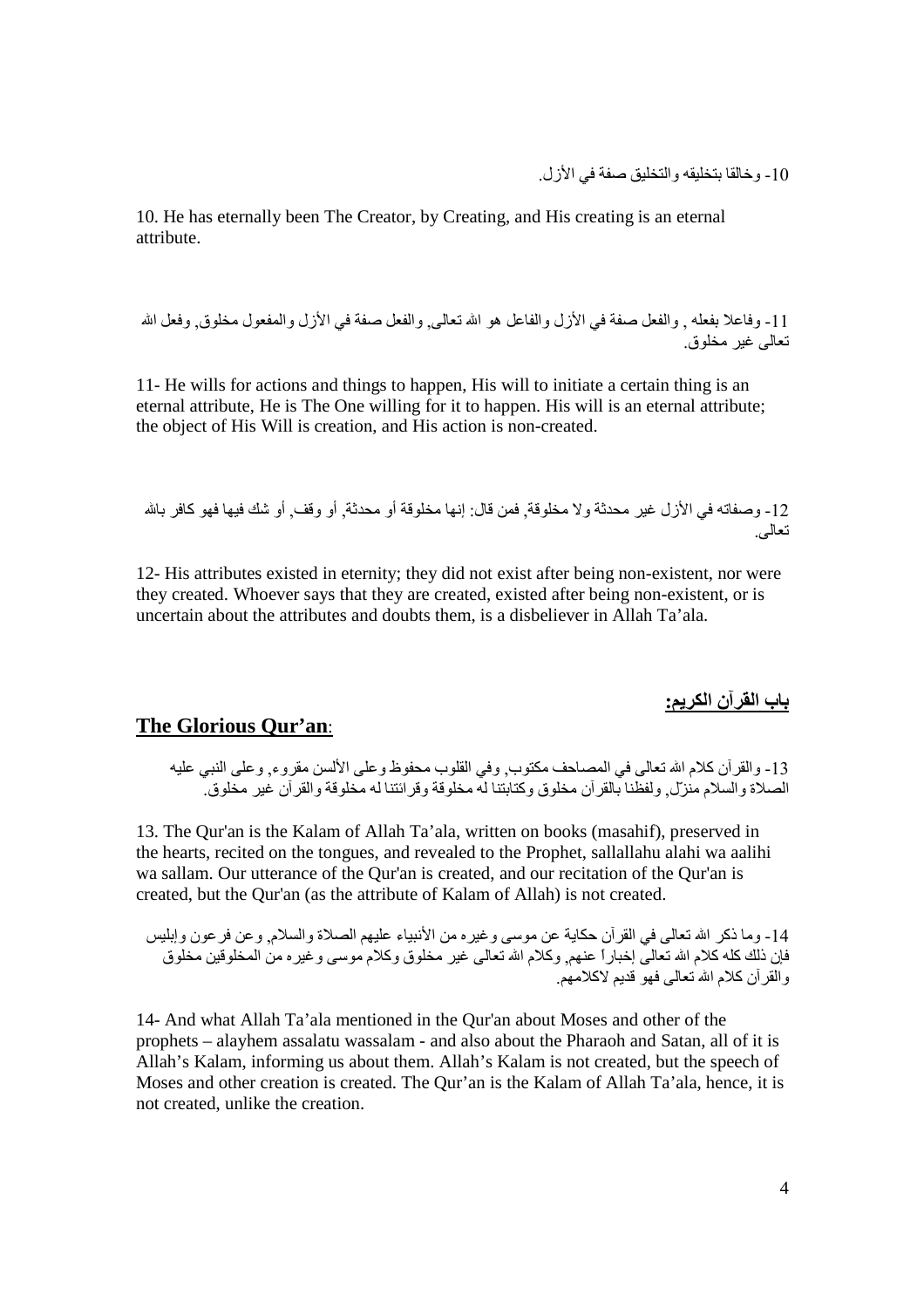10- وخالقا بتخليقه والتخليق صفة في الأزل.

10. He has eternally been The Creator, by Creating, and His creating is an eternal attribute.

11- وفاعلا بفعله , والفعل صفة في الأزل والفاعل هو الله تعالى, والفعل صفة في الأزل والمفعول مخلوق, وفعل الله تعالى غير مخلوق.

11- He wills for actions and things to happen, His will to initiate a certain thing is an eternal attribute, He is The One willing for it to happen. His will is an eternal attribute; the object of His Will is creation, and His action is non-created.

12- وصفاته في الأزل غير محدثة ولا مخلوقة, فمن قال: إنها مخلوقة أو محدثة, أو وقف, أو شك فيها فهو كافر بالله تعالى.

12- His attributes existed in eternity; they did not exist after being non-existent, nor were they created. Whoever says that they are created, existed after being non-existent, or is uncertain about the attributes and doubts them, is a disbeliever in Allah Ta'ala.

## باب القرآن الكريم:

## The Glorious Qur'an:

13- والقرآن كلام الله تعالى في المصاحف مكتوب, وفي القلوب محفوظ وعلى الألسن مقروء, وعلى النبي عليه الصلاة والسلام منزّل, ولفظنا بالقرآن مخلوق وكتابتنا له مخلوقة وقرائتنا له مخلوقة والقرآن غير مخلوق.

13. The Qur'an is the Kalam of Allah Ta'ala, written on books (masahif), preserved in the hearts, recited on the tongues, and revealed to the Prophet, sallallahu alahi wa aalihi wa sallam. Our utterance of the Qur'an is created, and our recitation of the Qur'an is created, but the Qur'an (as the attribute of Kalam of Allah) is not created.

14- وما ذكر الله تعالى في القرآن حكاية عن موسى وغيره من الأنبياء عليهم الصلاة والسلام, وعن فرعون وإبليس فإن ذلك كله كلام الله تعالى إخباراً عنهم, وكلام الله تعالى غير مخلوق وكلام موسى وغيره من المخلوقين مخلوق والقرآن كلام الله تعالى فهو قديم لاكلامهم.

14- And what Allah Ta'ala mentioned in the Qur'an about Moses and other of the prophets – alayhem assalatu wassalam - and also about the Pharaoh and Satan, all of it is Allah's Kalam, informing us about them. Allah's Kalam is not created, but the speech of Moses and other creation is created. The Qur'an is the Kalam of Allah Ta'ala, hence, it is not created, unlike the creation.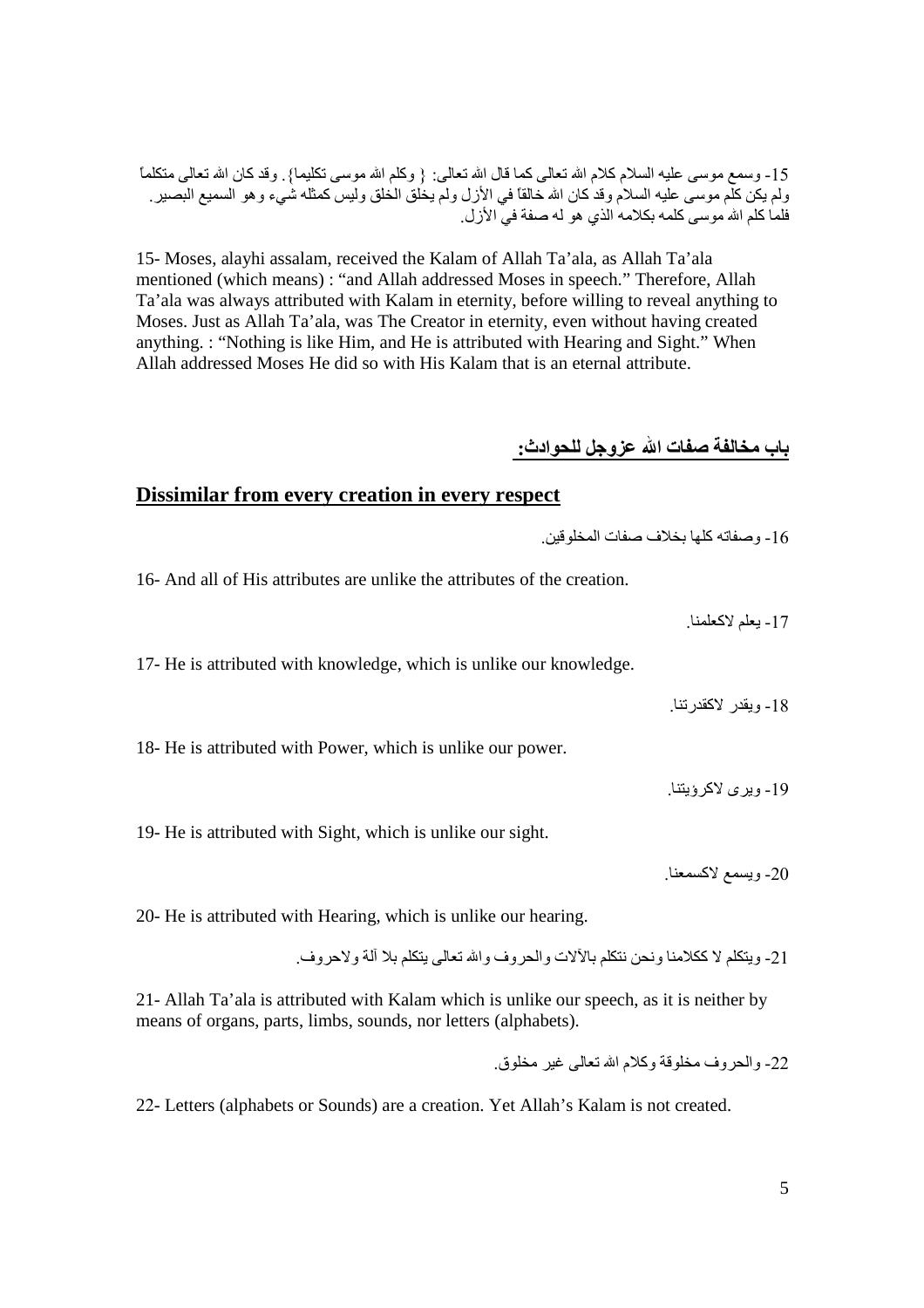15- وسمع موسى عليه السلام كلام الله تعالى كما قال الله تعالى: { وكلم الله موسى تكليما} . وقد كان الله تعالى متكلماً ولم يكن كلم موسى عليه السلام وقد كان الله خالقاً في الأزل ولم يخلق الخلق وليس كمثله شيء وهو السميع البصير. فلما كلم الله موسى كلمه بكلامه الذي هو له صفة في الأزل.

15- Moses, alayhi assalam, received the Kalam of Allah Ta'ala, as Allah Ta'ala mentioned (which means) : "and Allah addressed Moses in speech." Therefore, Allah Ta'ala was always attributed with Kalam in eternity, before willing to reveal anything to Moses. Just as Allah Ta'ala, was The Creator in eternity, even without having created anything. : "Nothing is like Him, and He is attributed with Hearing and Sight." When Allah addressed Moses He did so with His Kalam that is an eternal attribute.

## باب مخالفة صفات الله عزوجل للحوادث:

## Dissimilar from every creation in every respect

16- وصفاته كلها بخلاف صفات المخلوقين.

16- And all of His attributes are unlike the attributes of the creation.

17- يعلم لاكعلمنا.

17- He is attributed with knowledge, which is unlike our knowledge.

18- ويقدر لاكقدرتنا.

18- He is attributed with Power, which is unlike our power.

19- ويرى لاكرؤيتنا.

19- He is attributed with Sight, which is unlike our sight.

20- ويسمع لاكسمعنا.

20- He is attributed with Hearing, which is unlike our hearing.

21- ويتكلم لا ككلامنا ونحن نتكلم بالآلات والحروف والله تعالى يتكلم بلا آلة ولاحروف.

21- Allah Ta'ala is attributed with Kalam which is unlike our speech, as it is neither by means of organs, parts, limbs, sounds, nor letters (alphabets).

22- والحروف مخلوقة وكلام الله تعالى غير مخلوق.

22- Letters (alphabets or Sounds) are a creation. Yet Allah's Kalam is not created.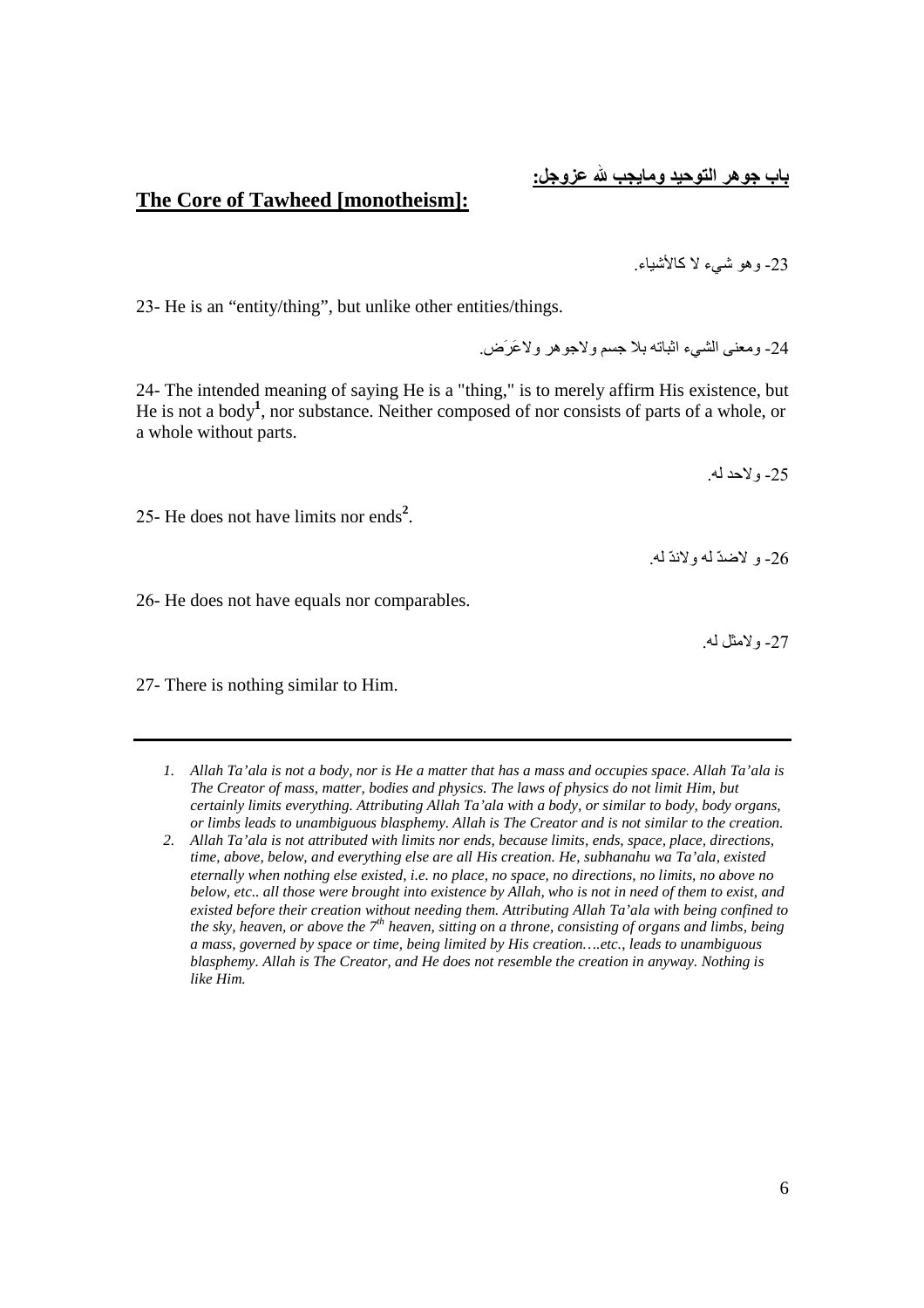## **باب جوهر التوحيد ومايجب لله عزوجل:**

## **The Core of Tawheed [monotheism]:**

23- وهو شيء لا كالأشياء.

23- He is an "entity/thing", but unlike other entities/things.

24- ومعنى الشيء اثباته بلا جسم ولاجوهر ولاعَرَض.

24- The intended meaning of saying He is a "thing," is to merely affirm His existence, but He is not a body[1], nor substance. Neither composed of nor consists of parts of a whole, or a whole without parts.

25- ولاحد له.

25- He does not have limits nor ends[2].

26- و لاضدّ له ولاندّ له.

26- He does not have equals nor comparables.

27- ولامثل له.

27- There is nothing similar to Him.

---

1. *Allah Ta'ala is not a body, nor is He a matter that has a mass and occupies space. Allah Ta'ala is The Creator of mass, matter, bodies and physics. The laws of physics do not limit Him, but certainly limits everything. Attributing Allah Ta'ala with a body, or similar to body, body organs, or limbs leads to unambiguous blasphemy. Allah is The Creator and is not similar to the creation.*
2. *Allah Ta'ala is not attributed with limits nor ends, because limits, ends, space, place, directions, time, above, below, and everything else are all His creation. He, subhanahu wa Ta'ala, existed eternally when nothing else existed, i.e. no place, no space, no directions, no limits, no above no below, etc.. all those were brought into existence by Allah, who is not in need of them to exist, and existed before their creation without needing them. Attributing Allah Ta'ala with being confined to the sky, heaven, or above the 7th heaven, sitting on a throne, consisting of organs and limbs, being a mass, governed by space or time, being limited by His creation….etc., leads to unambiguous blasphemy. Allah is The Creator, and He does not resemble the creation in anyway. Nothing is like Him.*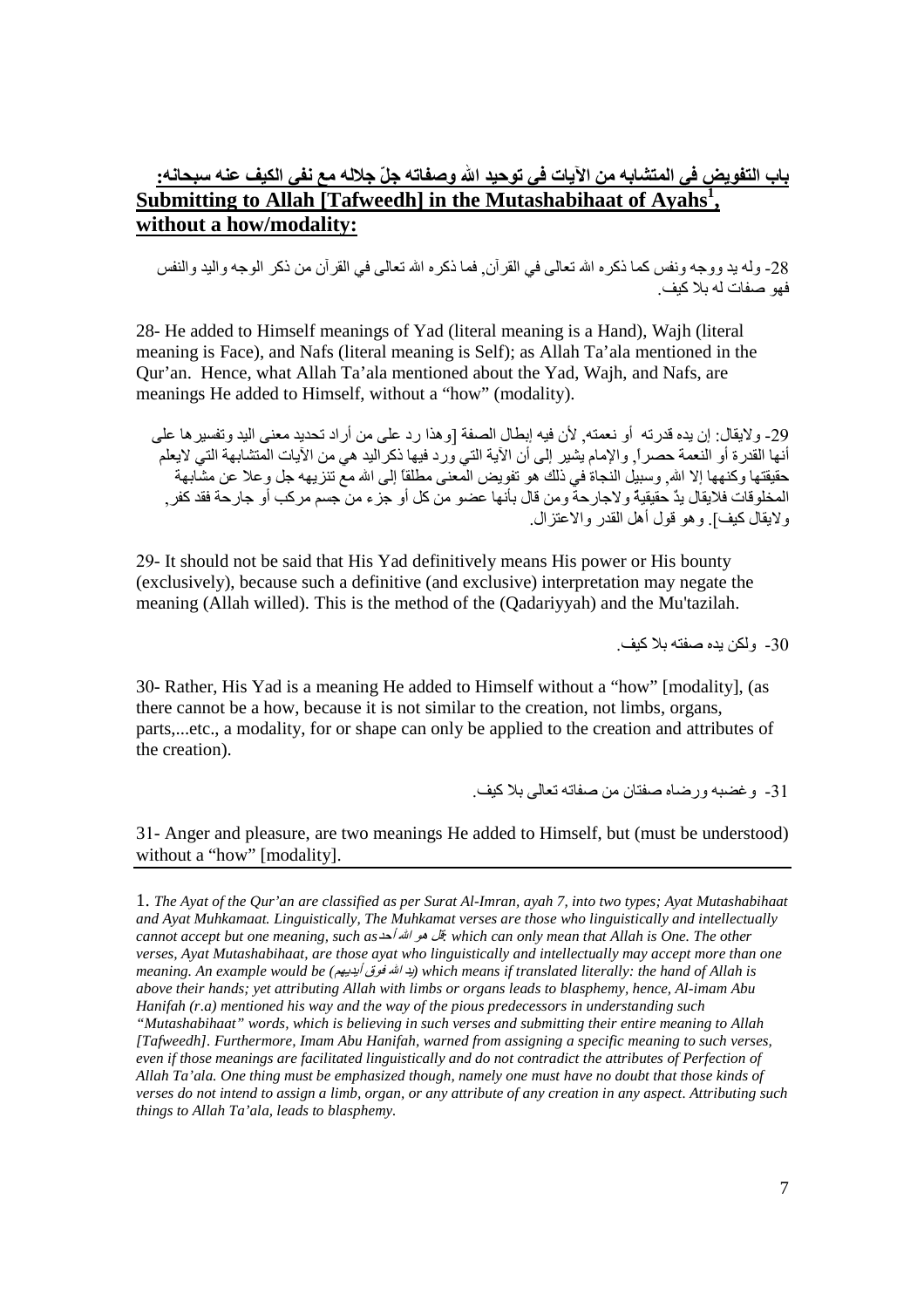## باب التفويض في المتشابه من الآيات في توحيد الله وصفاته جلّ جلاله مع نفي الكيف عنه سبحانه: Submitting to Allah [Tafweedh] in the Mutashabihaat of Ayahs[1], without a how/modality:

28- وله يد ووجه ونفس كما ذكره الله تعالى في القرآن, فما ذكره الله تعالى في القرآن من ذكر الوجه واليد والنفس فهو صفات له بلا كيف.

28- He added to Himself meanings of Yad (literal meaning is a Hand), Wajh (literal meaning is Face), and Nafs (literal meaning is Self); as Allah Ta'ala mentioned in the Qur'an. Hence, what Allah Ta'ala mentioned about the Yad, Wajh, and Nafs, are meanings He added to Himself, without a "how" (modality).

29- ولايقال: إن يده قدرته أو نعمته, لأن فيه إبطال الصفة [وهذا رد على من أراد تحديد معنى اليد وتفسيرها على أنها القدرة أو النعمة حصراً, والإمام يشير إلى أن الآية التي ورد فيها ذكراليد هي من الآيات المتشابهة التي لايعلم حقيقتها وكنهها إلا الله, وسبيل النجاة في ذلك هو تفويض المعنى مطلقاً إلى الله مع تنزيهه جل وعلا عن مشابهة المخلوقات فلايقال يدٌ حقيقية ولاجارحة ومن قال بأنها عضو من كل أو جزء من جسم مركب أو جارحة فقد كفر, ولايقال كيف]. وهو قول أهل القدر والاعتزال.

29- It should not be said that His Yad definitively means His power or His bounty (exclusively), because such a definitive (and exclusive) interpretation may negate the meaning (Allah willed). This is the method of the (Qadariyyah) and the Mu'tazilah.

30- ولكن يده صفته بلا كيف.

30- Rather, His Yad is a meaning He added to Himself without a "how" [modality], (as there cannot be a how, because it is not similar to the creation, not limbs, organs, parts,...etc., a modality, for or shape can only be applied to the creation and attributes of the creation).

31- وغضبه ورضاه صفتان من صفاته تعالى بلا كيف.

31- Anger and pleasure, are two meanings He added to Himself, but (must be understood) without a "how" [modality].

---

1. *The Ayat of the Qur'an are classified as per Surat Al-Imran, ayah 7, into two types; Ayat Mutashabihaat and Ayat Muhkamaat. Linguistically, The Muhkamat verses are those who linguistically and intellectually cannot accept but one meaning, such as* قل هو الله أحد *which can only mean that Allah is One. The other verses, Ayat Mutashabihaat, are those ayat who linguistically and intellectually may accept more than one meaning. An example would be (*يد الله فوق أيديهم*) which means if translated literally: the hand of Allah is above their hands; yet attributing Allah with limbs or organs leads to blasphemy, hence, Al-imam Abu Hanifah (r.a) mentioned his way and the way of the pious predecessors in understanding such "Mutashabihaat" words, which is believing in such verses and submitting their entire meaning to Allah [Tafweedh]. Furthermore, Imam Abu Hanifah, warned from assigning a specific meaning to such verses, even if those meanings are facilitated linguistically and do not contradict the attributes of Perfection of Allah Ta'ala. One thing must be emphasized though, namely one must have no doubt that those kinds of verses do not intend to assign a limb, organ, or any attribute of any creation in any aspect. Attributing such things to Allah Ta'ala, leads to blasphemy.*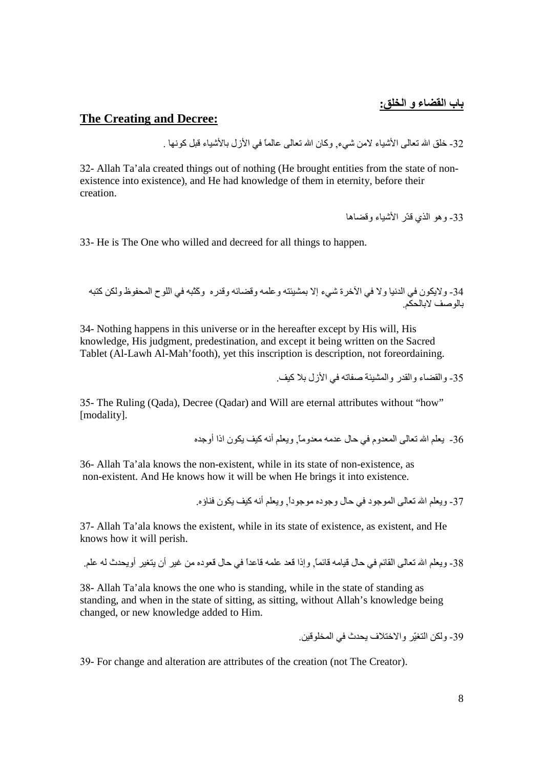**باب القضاء و الخلق:**

## The Creating and Decree:

32- خلق الله تعالى الأشياء لامن شيء, وكان الله تعالى عالماً في الأزل بالأشياء قبل كونها .

32- Allah Ta'ala created things out of nothing (He brought entities from the state of non-existence into existence), and He had knowledge of them in eternity, before their creation.

33- وهو الذي قدّر الأشياء وقضاها

33- He is The One who willed and decreed for all things to happen.

34- ولايكون في الدنيا ولا في الآخرة شيء إلا بمشيئته وعلمه وقضائه وقدره وكتْبه في اللوح المحفوظ ولكن كتبه بالوصف لابالحكم.

34- Nothing happens in this universe or in the hereafter except by His will, His knowledge, His judgment, predestination, and except it being written on the Sacred Tablet (Al-Lawh Al-Mah'footh), yet this inscription is description, not foreordaining.

35- والقضاء والقدر والمشيئة صفاته في الأزل بلا كيف.

35- The Ruling (Qada), Decree (Qadar) and Will are eternal attributes without "how" [modality].

36- يعلم الله تعالى المعدوم في حال عدمه معدوماً, ويعلم أنه كيف يكون اذا أوجده

36- Allah Ta'ala knows the non-existent, while in its state of non-existence, as non-existent. And He knows how it will be when He brings it into existence.

37- ويعلم الله تعالى الموجود في حال وجوده موجوداً, ويعلم أنه كيف يكون فناؤه.

37- Allah Ta'ala knows the existent, while in its state of existence, as existent, and He knows how it will perish.

38- ويعلم الله تعالى القائم في حال قيامه قائماً, وإذا قعد علمه قاعداً في حال قعوده من غير أن يتغير أويحدث له علم.

38- Allah Ta'ala knows the one who is standing, while in the state of standing as standing, and when in the state of sitting, as sitting, without Allah's knowledge being changed, or new knowledge added to Him.

39- ولكن التغيّر والاختلاف يحدث في المخلوقين.

39- For change and alteration are attributes of the creation (not The Creator).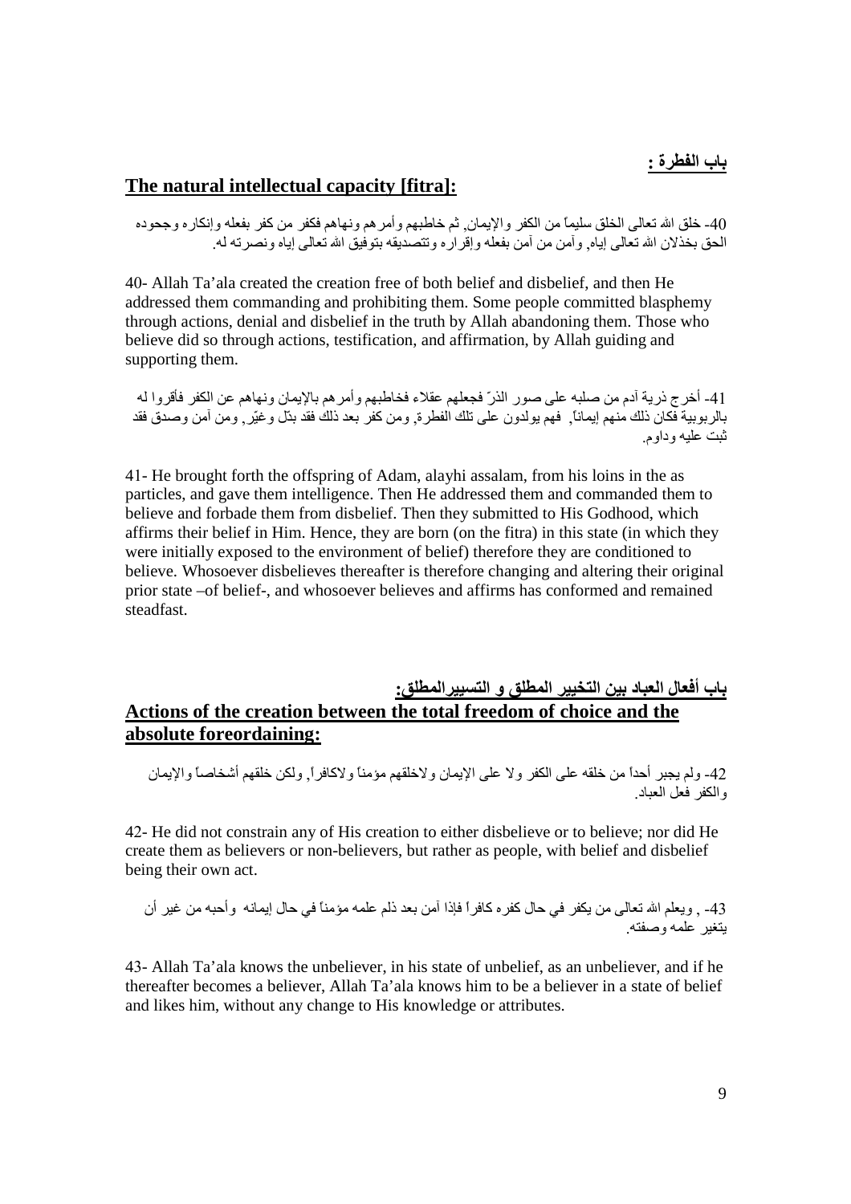## باب الفطرة :

## The natural intellectual capacity [fitra]:

40- خلق الله تعالى الخلق سليماً من الكفر والإيمان, ثم خاطبهم وأمرهم ونهاهم فكفر من كفر بفعله وإنكاره وجحوده الحق بخذلان الله تعالى إياه, وآمن من آمن بفعله وإقراره وتتصديقه بتوفيق الله تعالى إياه ونصرته له.

40- Allah Ta'ala created the creation free of both belief and disbelief, and then He addressed them commanding and prohibiting them. Some people committed blasphemy through actions, denial and disbelief in the truth by Allah abandoning them. Those who believe did so through actions, testification, and affirmation, by Allah guiding and supporting them.

41- أخرج ذرية آدم من صلبه على صور الذرّ فجعلهم عقلاء فخاطبهم وأمرهم بالإيمان ونهاهم عن الكفر فأقروا له بالربوبية فكان ذلك منهم إيماناً, فهم يولدون على تلك الفطرة, ومن كفر بعد ذلك فقد بدّل وغيّر, ومن آمن وصدق فقد ثبت عليه وداوم.

41- He brought forth the offspring of Adam, alayhi assalam, from his loins in the as particles, and gave them intelligence. Then He addressed them and commanded them to believe and forbade them from disbelief. Then they submitted to His Godhood, which affirms their belief in Him. Hence, they are born (on the fitra) in this state (in which they were initially exposed to the environment of belief) therefore they are conditioned to believe. Whosoever disbelieves thereafter is therefore changing and altering their original prior state –of belief-, and whosoever believes and affirms has conformed and remained steadfast.

## باب أفعال العباد بين التخيير المطلق و التسييرالمطلق:

## Actions of the creation between the total freedom of choice and the absolute foreordaining:

42- ولم يجبر أحداً من خلقه على الكفر ولا على الإيمان ولاخلقهم مؤمناً ولاكافراً, ولكن خلقهم أشخاصاً والإيمان والكفر فعل العباد.

42- He did not constrain any of His creation to either disbelieve or to believe; nor did He create them as believers or non-believers, but rather as people, with belief and disbelief being their own act.

43- , ويعلم الله تعالى من يكفر في حال كفره كافراً فإذا آمن بعد ذلم علمه مؤمناً في حال إيمانه وأحبه من غير أن يتغير علمه وصفته.

43- Allah Ta'ala knows the unbeliever, in his state of unbelief, as an unbeliever, and if he thereafter becomes a believer, Allah Ta'ala knows him to be a believer in a state of belief and likes him, without any change to His knowledge or attributes.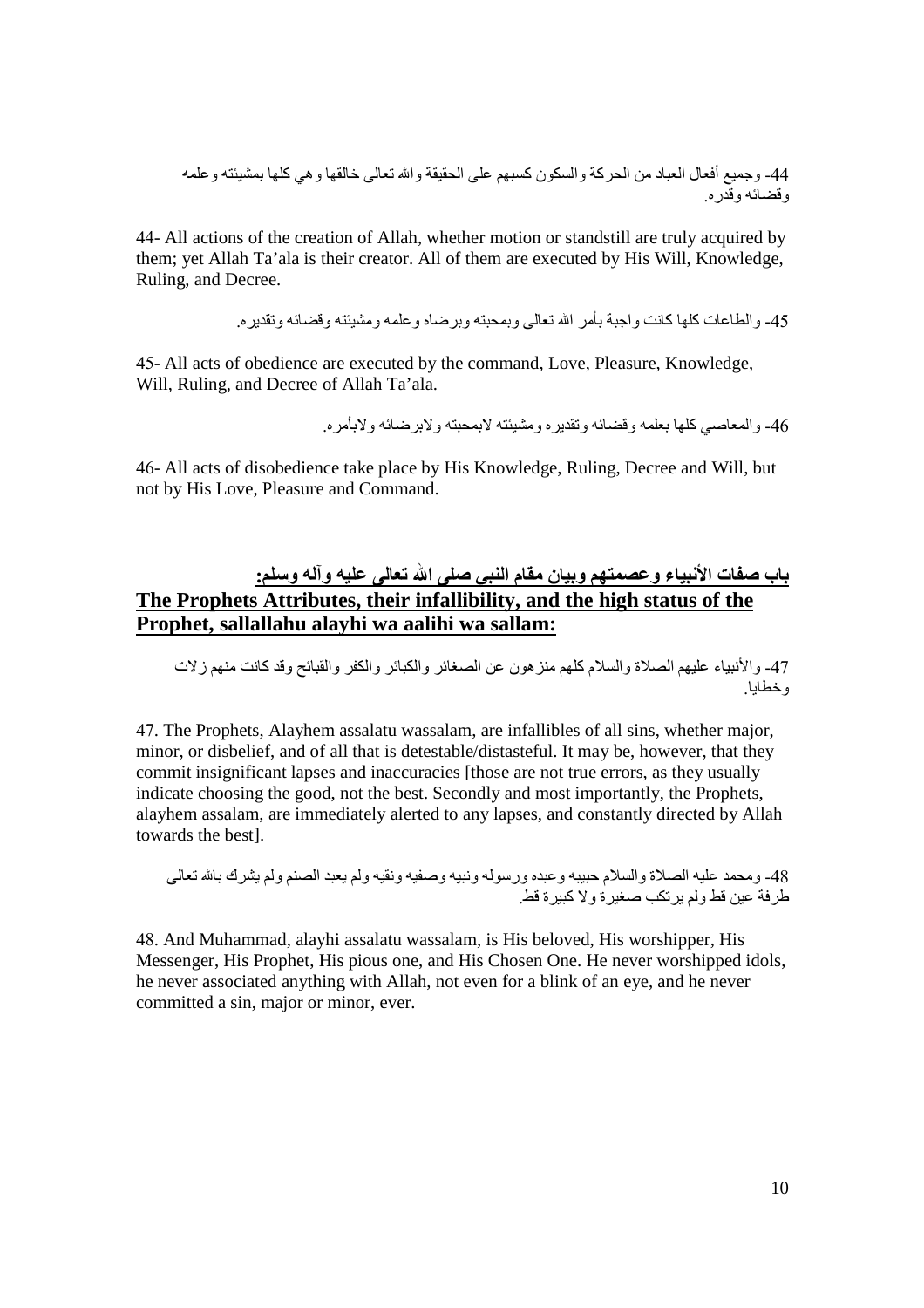44- وجميع أفعال العباد من الحركة والسكون كسبهم على الحقيقة والله تعالى خالقها وهي كلها بمشيئته وعلمه وقضائه وقدره.

44- All actions of the creation of Allah, whether motion or standstill are truly acquired by them; yet Allah Ta'ala is their creator. All of them are executed by His Will, Knowledge, Ruling, and Decree.

45- والطاعات كلها كانت واجبة بأمر الله تعالى وبمحبته وبرضاه وعلمه ومشيئته وقضائه وتقديره.

45- All acts of obedience are executed by the command, Love, Pleasure, Knowledge, Will, Ruling, and Decree of Allah Ta'ala.

46- والمعاصي كلها بعلمه وقضائه وتقديره ومشيئته لابمحبته ولابرضائه ولابأمره.

46- All acts of disobedience take place by His Knowledge, Ruling, Decree and Will, but not by His Love, Pleasure and Command.

## باب صفات الأنبياء وعصمتهم وبيان مقام النبي صلى الله تعالى عليه وآله وسلم:

## The Prophets Attributes, their infallibility, and the high status of the Prophet, sallallahu alayhi wa aalihi wa sallam:

47- والأنبياء عليهم الصلاة والسلام كلهم منزهون عن الصغائر والكبائر والكفر والقبائح وقد كانت منهم زلات وخطايا.

47. The Prophets, Alayhem assalatu wassalam, are infallibles of all sins, whether major, minor, or disbelief, and of all that is detestable/distasteful. It may be, however, that they commit insignificant lapses and inaccuracies [those are not true errors, as they usually indicate choosing the good, not the best. Secondly and most importantly, the Prophets, alayhem assalam, are immediately alerted to any lapses, and constantly directed by Allah towards the best].

48- ومحمد عليه الصلاة والسلام حبيبه وعبده ورسوله ونبيه وصفيه ونقيه ولم يعبد الصنم ولم يشرك بالله تعالى طرفة عين قط ولم يرتكب صغيرة ولا كبيرة قط.

48. And Muhammad, alayhi assalatu wassalam, is His beloved, His worshipper, His Messenger, His Prophet, His pious one, and His Chosen One. He never worshipped idols, he never associated anything with Allah, not even for a blink of an eye, and he never committed a sin, major or minor, ever.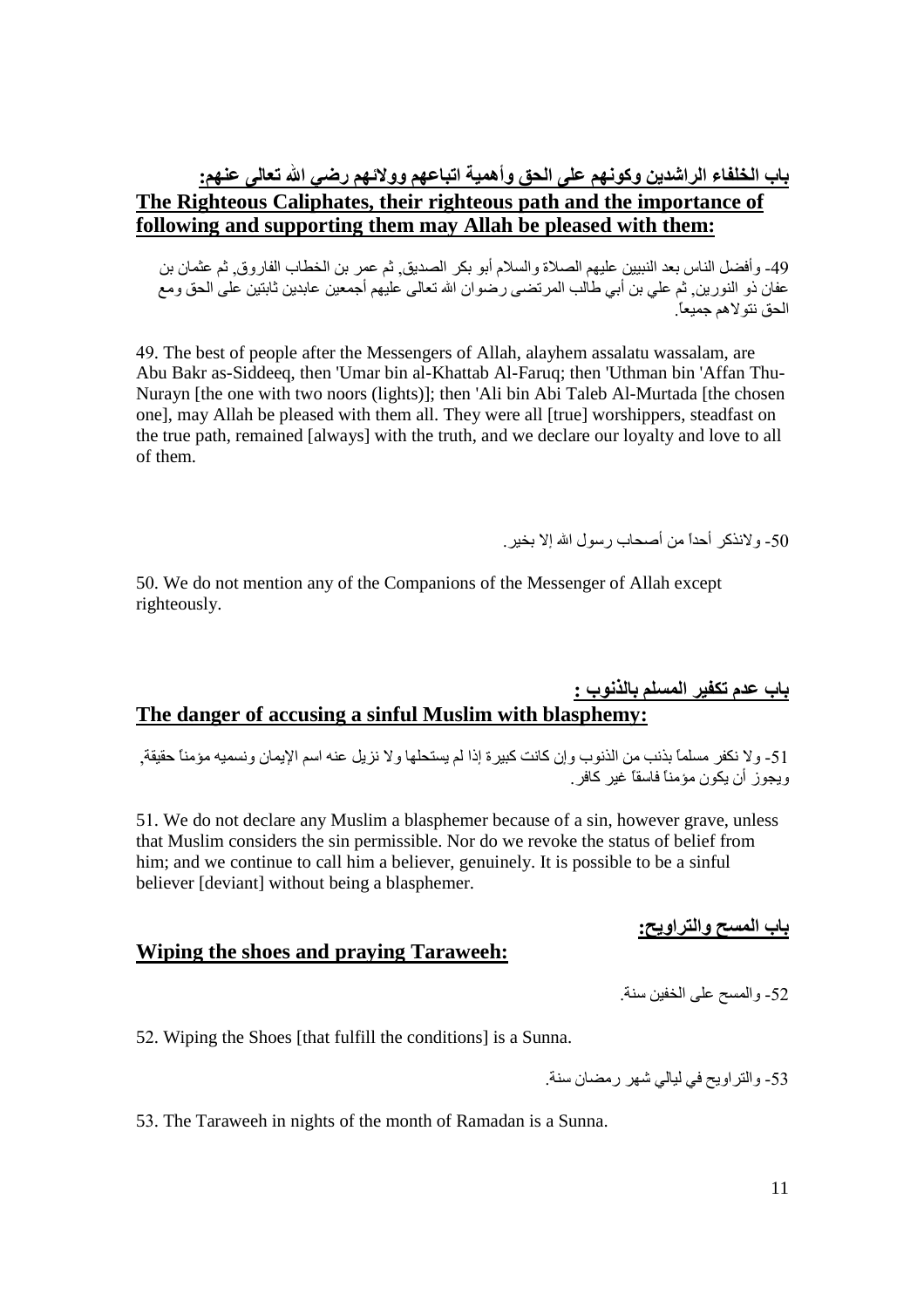## باب الخلفاء الراشدين وكونهم على الحق وأهمية اتباعهم وولائهم رضي الله تعالى عنهم:

## The Righteous Caliphates, their righteous path and the importance of following and supporting them may Allah be pleased with them:

49- وأفضل الناس بعد النبيين عليهم الصلاة والسلام أبو بكر الصديق, ثم عمر بن الخطاب الفاروق, ثم عثمان بن عفان ذو النورين, ثم علي بن أبي طالب المرتضى رضوان الله تعالى عليهم أجمعين عابدين ثابتين على الحق ومع الحق نتولاهم جميعاً.

49. The best of people after the Messengers of Allah, alayhem assalatu wassalam, are Abu Bakr as-Siddeeq, then 'Umar bin al-Khattab Al-Faruq; then 'Uthman bin 'Affan Thu-Nurayn [the one with two noors (lights)]; then 'Ali bin Abi Taleb Al-Murtada [the chosen one], may Allah be pleased with them all. They were all [true] worshippers, steadfast on the true path, remained [always] with the truth, and we declare our loyalty and love to all of them.

50- ولانذكر أحداً من أصحاب رسول الله إلا بخير.

50. We do not mention any of the Companions of the Messenger of Allah except righteously.

## باب عدم تكفير المسلم بالذنوب :

## The danger of accusing a sinful Muslim with blasphemy:

51- ولا نكفر مسلماً بذنب من الذنوب وإن كانت كبيرة إذا لم يستحلها ولا نزيل عنه اسم الإيمان ونسميه مؤمناً حقيقة, ويجوز أن يكون مؤمناً فاسقاً غير كافر.

51. We do not declare any Muslim a blasphemer because of a sin, however grave, unless that Muslim considers the sin permissible. Nor do we revoke the status of belief from him; and we continue to call him a believer, genuinely. It is possible to be a sinful believer [deviant] without being a blasphemer.

## باب المسح والتراويح:

## Wiping the shoes and praying Taraweeh:

52- والمسح على الخفين سنة.

52. Wiping the Shoes [that fulfill the conditions] is a Sunna.

53- والتراويح في ليالي شهر رمضان سنة.

53. The Taraweeh in nights of the month of Ramadan is a Sunna.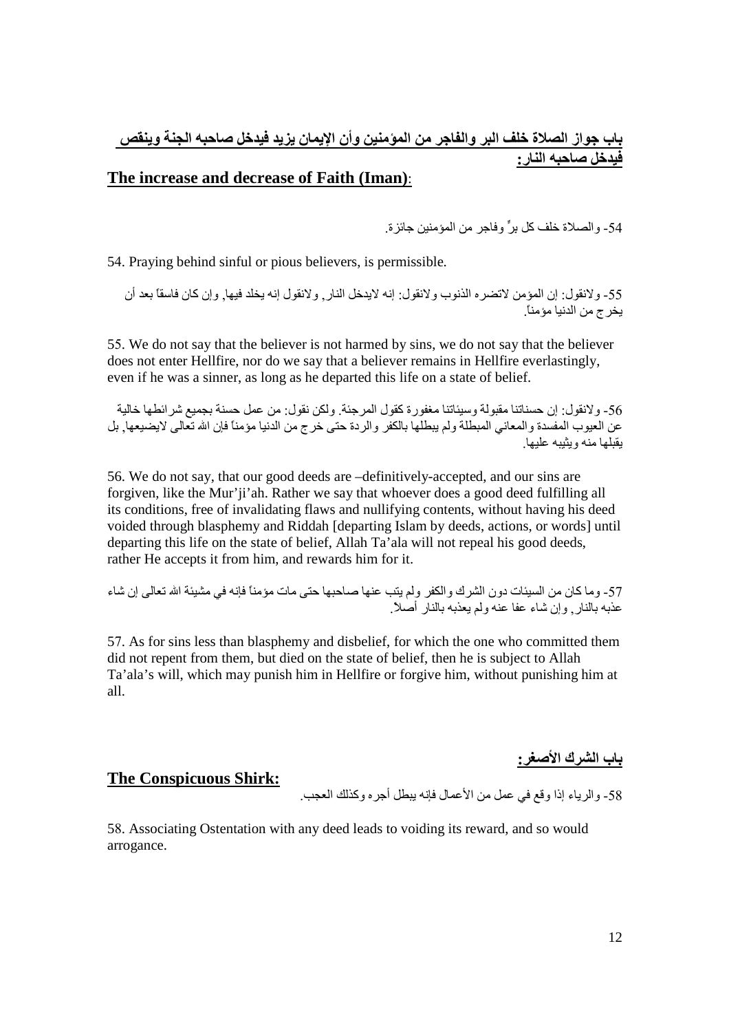## باب جواز الصلاة خلف البر والفاجر من المؤمنين وأن الإيمان يزيد فيدخل صاحبه الجنة وينقص فيدخل صاحبه النار:

## **The increase and decrease of Faith (Iman)**:

54- والصلاة خلف كل برٍّ وفاجر من المؤمنين جائزة.

54. Praying behind sinful or pious believers, is permissible.

55- ولانقول: إن المؤمن لاتضره الذنوب ولانقول: إنه لايدخل النار, ولانقول إنه يخلد فيها, وإن كان فاسقاً بعد أن يخرج من الدنيا مؤمناً.

55. We do not say that the believer is not harmed by sins, we do not say that the believer does not enter Hellfire, nor do we say that a believer remains in Hellfire everlastingly, even if he was a sinner, as long as he departed this life on a state of belief.

56- ولانقول: إن حسناتنا مقبولة وسيئاتنا مغفورة كقول المرجئة. ولكن نقول: من عمل حسنة بجميع شرائطها خالية عن العيوب المفسدة والمعاني المبطلة ولم يبطلها بالكفر والردة حتى خرج من الدنيا مؤمناً فإن الله تعالى لايضيعها, بل يقبلها منه ويثيبه عليها.

56. We do not say, that our good deeds are –definitively-accepted, and our sins are forgiven, like the Mur'ji'ah. Rather we say that whoever does a good deed fulfilling all its conditions, free of invalidating flaws and nullifying contents, without having his deed voided through blasphemy and Riddah [departing Islam by deeds, actions, or words] until departing this life on the state of belief, Allah Ta'ala will not repeal his good deeds, rather He accepts it from him, and rewards him for it.

57- وما كان من السيئات دون الشرك والكفر ولم يتب عنها صاحبها حتى مات مؤمناً فإنه في مشيئة الله تعالى إن شاء عذبه بالنار, وإن شاء عفا عنه ولم يعذبه بالنار أصلاً.

57. As for sins less than blasphemy and disbelief, for which the one who committed them did not repent from them, but died on the state of belief, then he is subject to Allah Ta'ala's will, which may punish him in Hellfire or forgive him, without punishing him at all.

## باب الشرك الأصغر:

## **The Conspicuous Shirk:**

58- والرياء إذا وقع في عمل من الأعمال فإنه يبطل أجره وكذلك العجب.

58. Associating Ostentation with any deed leads to voiding its reward, and so would arrogance.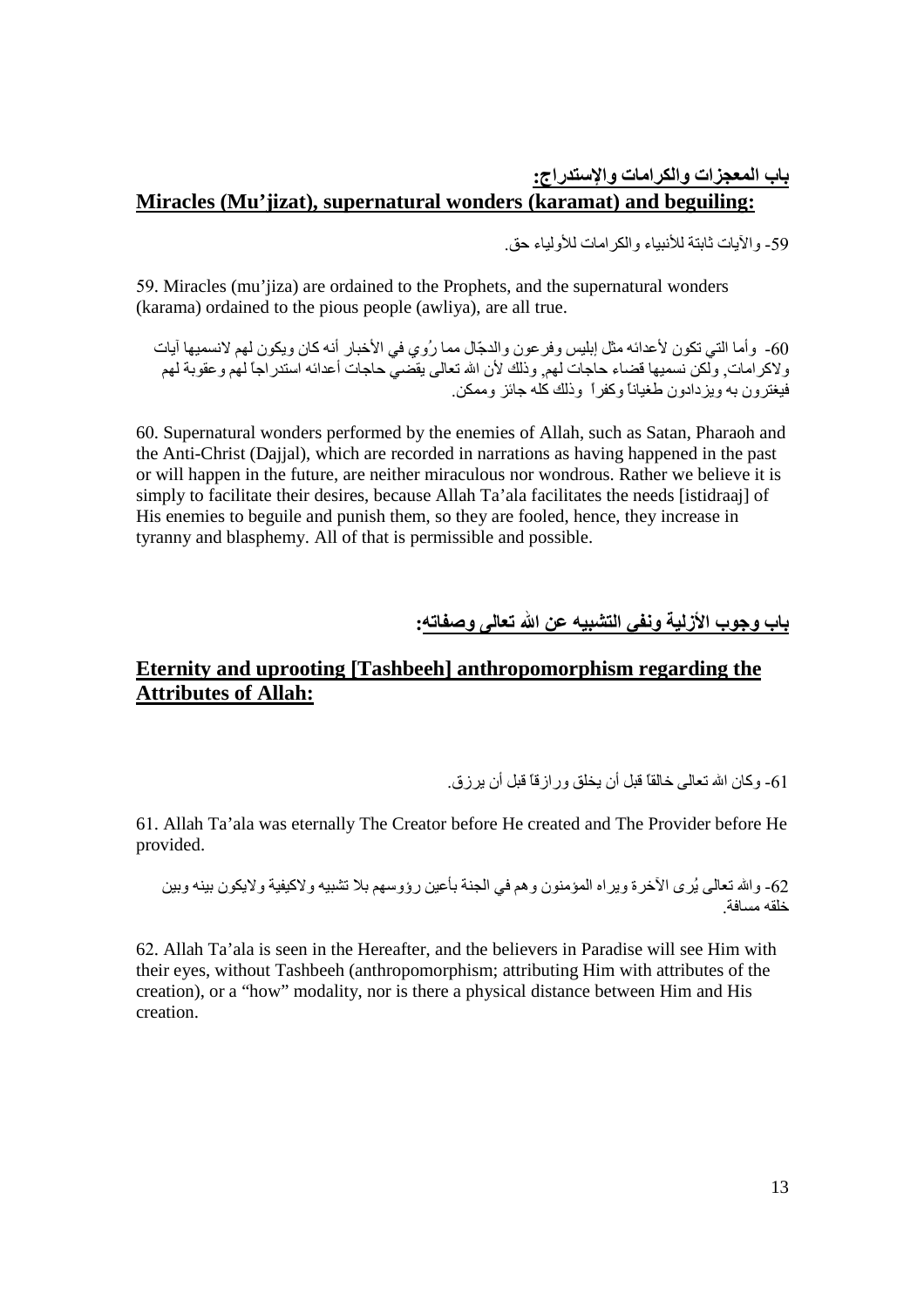## باب المعجزات والكرامات والإستدراج:

## Miracles (Mu'jizat), supernatural wonders (karamat) and beguiling:

59- والآيات ثابتة للأنبياء والكرامات للأولياء حق.

59. Miracles (mu'jiza) are ordained to the Prophets, and the supernatural wonders (karama) ordained to the pious people (awliya), are all true.

60- وأما التي تكون لأعدائه مثل إبليس وفرعون والدجّال مما رُوي في الأخبار أنه كان ويكون لهم لانسميها آيات ولاكرامات, ولكن نسميها قضاء حاجات لهم, وذلك لأن الله تعالى يقضي حاجات أعدائه استدراجاً لهم وعقوبة لهم فيغترون به ويزدادون طغياناً وكفراً وذلك كله جائز وممكن.

60. Supernatural wonders performed by the enemies of Allah, such as Satan, Pharaoh and the Anti-Christ (Dajjal), which are recorded in narrations as having happened in the past or will happen in the future, are neither miraculous nor wondrous. Rather we believe it is simply to facilitate their desires, because Allah Ta'ala facilitates the needs [istidraaj] of His enemies to beguile and punish them, so they are fooled, hence, they increase in tyranny and blasphemy. All of that is permissible and possible.

## باب وجوب الأزلية ونفى التشبيه عن الله تعالى وصفاته:

## Eternity and uprooting [Tashbeeh] anthropomorphism regarding the Attributes of Allah:

61- وكان الله تعالى خالقاً قبل أن يخلق ورازقاً قبل أن يرزق.

61. Allah Ta'ala was eternally The Creator before He created and The Provider before He provided.

62- والله تعالى يُرى الآخرة ويراه المؤمنون وهم في الجنة بأعين رؤوسهم بلا تشبيه ولاكيفية ولايكون بينه وبين خلقه مسافة.

62. Allah Ta'ala is seen in the Hereafter, and the believers in Paradise will see Him with their eyes, without Tashbeeh (anthropomorphism; attributing Him with attributes of the creation), or a "how" modality, nor is there a physical distance between Him and His creation.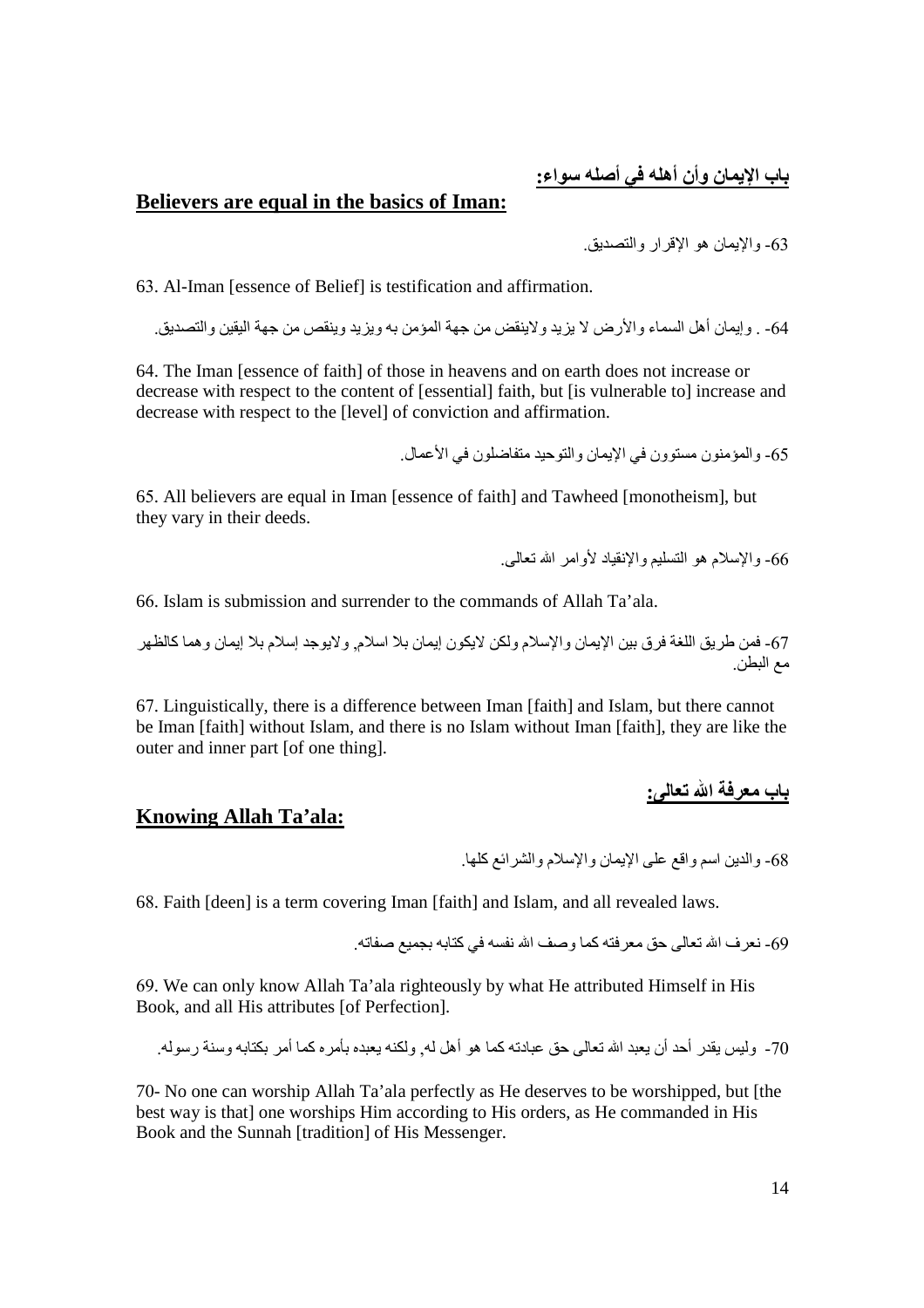## باب الإيمان وأن أهله في أصله سواء:

## Believers are equal in the basics of Iman:

63- والإيمان هو الإقرار والتصديق.

63. Al-Iman [essence of Belief] is testification and affirmation.

64- . وإيمان أهل السماء والأرض لا يزيد ولاينقض من جهة المؤمن به ويزيد وينقص من جهة اليقين والتصديق.

64. The Iman [essence of faith] of those in heavens and on earth does not increase or decrease with respect to the content of [essential] faith, but [is vulnerable to] increase and decrease with respect to the [level] of conviction and affirmation.

65- والمؤمنون مستوون في الإيمان والتوحيد متفاضلون في الأعمال.

65. All believers are equal in Iman [essence of faith] and Tawheed [monotheism], but they vary in their deeds.

66- والإسلام هو التسليم والإنقياد لأوامر الله تعالى.

66. Islam is submission and surrender to the commands of Allah Ta'ala.

67- فمن طريق اللغة فرق بين الإيمان والإسلام ولكن لايكون إيمان بلا اسلام, ولايوجد إسلام بلا إيمان وهما كالظهر مع البطن.

67. Linguistically, there is a difference between Iman [faith] and Islam, but there cannot be Iman [faith] without Islam, and there is no Islam without Iman [faith], they are like the outer and inner part [of one thing].

## باب معرفة الله تعالى:

## Knowing Allah Ta'ala:

68- والدين اسم واقع على الإيمان والإسلام والشرائع كلها.

68. Faith [deen] is a term covering Iman [faith] and Islam, and all revealed laws.

69- نعرف الله تعالى حق معرفته كما وصف الله نفسه في كتابه بجميع صفاته.

69. We can only know Allah Ta'ala righteously by what He attributed Himself in His Book, and all His attributes [of Perfection].

70- وليس يقدر أحد أن يعبد الله تعالى حق عبادته كما هو أهل له, ولكنه يعبده بأمره كما أمر بكتابه وسنة رسوله.

70- No one can worship Allah Ta'ala perfectly as He deserves to be worshipped, but [the best way is that] one worships Him according to His orders, as He commanded in His Book and the Sunnah [tradition] of His Messenger.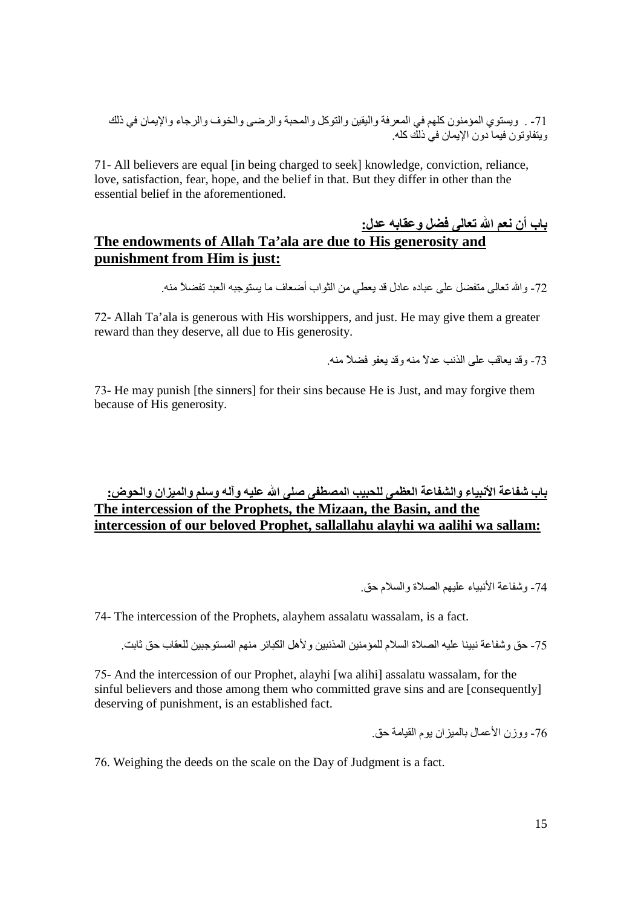71- . ويستوي المؤمنون كلهم في المعرفة واليقين والتوكل والمحبة والرضى والخوف والرجاء والإيمان في ذلك ويتفاوتون فيما دون الإيمان في ذلك كله.

71- All believers are equal [in being charged to seek] knowledge, conviction, reliance, love, satisfaction, fear, hope, and the belief in that. But they differ in other than the essential belief in the aforementioned.

## باب أن نعم الله تعالى فضل وعقابه عدل:

## The endowments of Allah Ta'ala are due to His generosity and punishment from Him is just:

72- والله تعالى متفضل على عباده عادل قد يعطي من الثواب أضعاف ما يستوجبه العبد تفضلاً منه.

72- Allah Ta'ala is generous with His worshippers, and just. He may give them a greater reward than they deserve, all due to His generosity.

73- وقد يعاقب على الذنب عدلاً منه وقد يعفو فضلاً منه.

73- He may punish [the sinners] for their sins because He is Just, and may forgive them because of His generosity.

## باب شفاعة الأنبياء والشفاعة العظمى للحبيب المصطفى صلى الله عليه وآله وسلم والميزان والحوض:

## The intercession of the Prophets, the Mizaan, the Basin, and the intercession of our beloved Prophet, sallallahu alayhi wa aalihi wa sallam:

74- وشفاعة الأنبياء عليهم الصلاة والسلام حق.

74- The intercession of the Prophets, alayhem assalatu wassalam, is a fact.

75- حق وشفاعة نبينا عليه الصلاة السلام للمؤمنين المذنبين ولأهل الكبائر منهم المستوجبين للعقاب حق ثابت.

75- And the intercession of our Prophet, alayhi [wa alihi] assalatu wassalam, for the sinful believers and those among them who committed grave sins and are [consequently] deserving of punishment, is an established fact.

76- ووزن الأعمال بالميزان يوم القيامة حق.

76. Weighing the deeds on the scale on the Day of Judgment is a fact.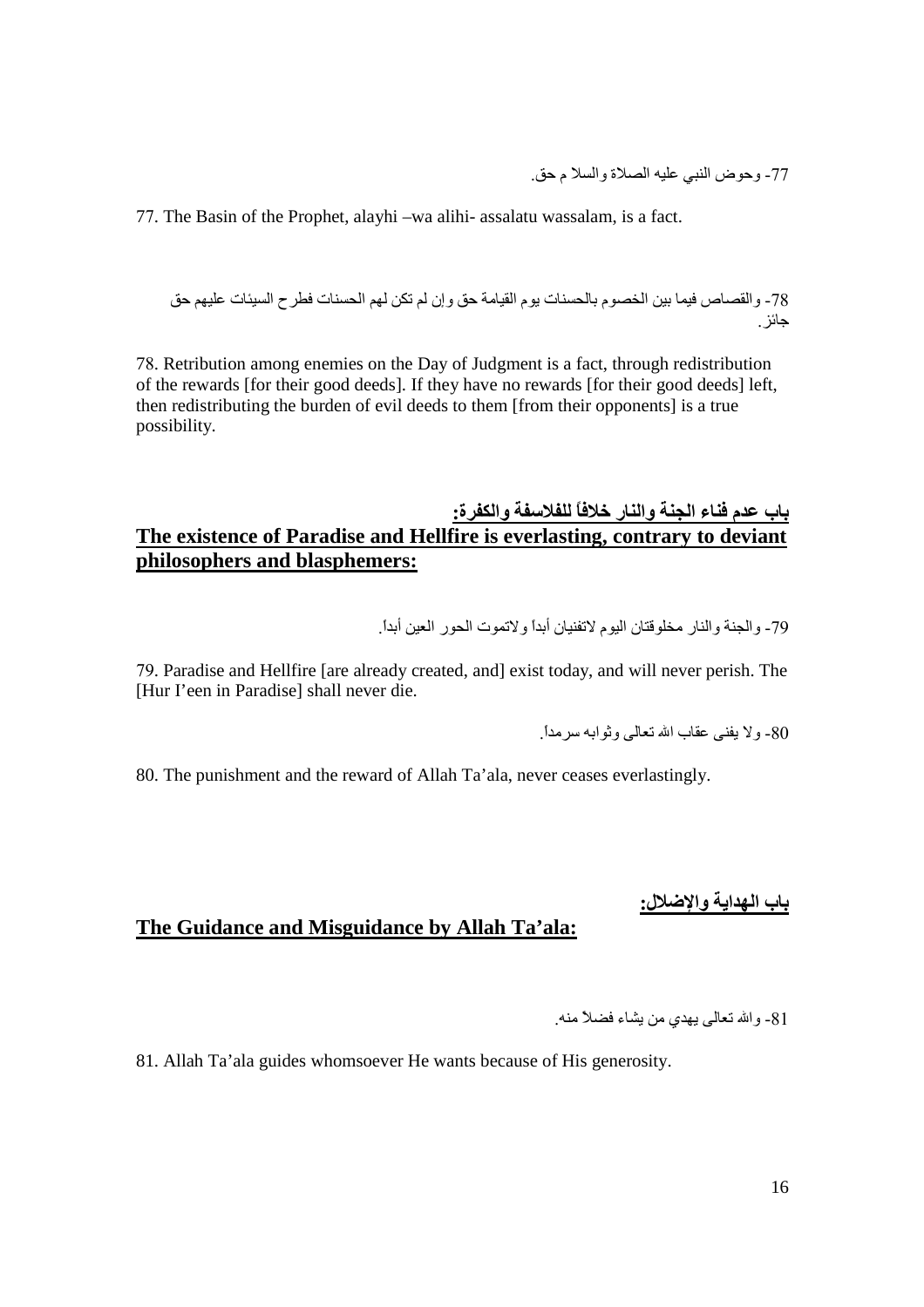77- وحوض النبي عليه الصلاة والسلا م حق.

77. The Basin of the Prophet, alayhi –wa alihi- assalatu wassalam, is a fact.

78- والقصاص فيما بين الخصوم بالحسنات يوم القيامة حق وإن لم تكن لهم الحسنات فطرح السيئات عليهم حق جائز.

78. Retribution among enemies on the Day of Judgment is a fact, through redistribution of the rewards [for their good deeds]. If they have no rewards [for their good deeds] left, then redistributing the burden of evil deeds to them [from their opponents] is a true possibility.

## باب عدم فناء الجنة والنار خلافاً للفلاسفة والكفرة:

## The existence of Paradise and Hellfire is everlasting, contrary to deviant philosophers and blasphemers:

79- والجنة والنار مخلوقتان اليوم لاتفنيان أبداً ولاتموت الحور العين أبداً.

79. Paradise and Hellfire [are already created, and] exist today, and will never perish. The [Hur I'een in Paradise] shall never die.

80- ولا يفنى عقاب الله تعالى وثوابه سرمداً.

80. The punishment and the reward of Allah Ta'ala, never ceases everlastingly.

## باب الهداية والإضلال:

## The Guidance and Misguidance by Allah Ta'ala:

81- والله تعالى يهدي من يشاء فضلاً منه.

81. Allah Ta'ala guides whomsoever He wants because of His generosity.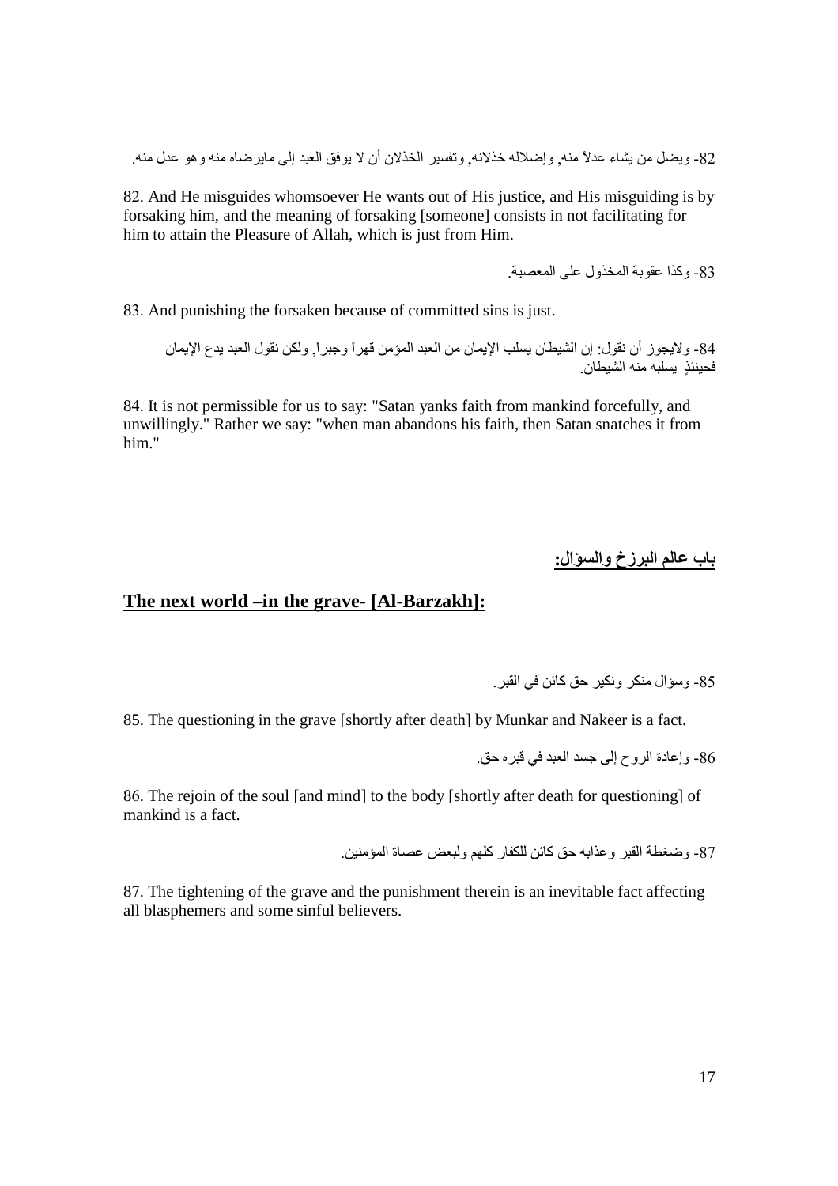82- ويضل من يشاء عدلاً منه, وإضلاله خذلانه, وتفسير الخذلان أن لا يوفق العبد إلى مايرضاه منه وهو عدل منه.

82. And He misguides whomsoever He wants out of His justice, and His misguiding is by forsaking him, and the meaning of forsaking [someone] consists in not facilitating for him to attain the Pleasure of Allah, which is just from Him.

83- وكذا عقوبة المخذول على المعصية.

83. And punishing the forsaken because of committed sins is just.

84- ولايجوز أن نقول: إن الشيطان يسلب الإيمان من العبد المؤمن قهراً وجبراً, ولكن نقول العبد يدع الإيمان فحينئذٍ يسلبه منه الشيطان.

84. It is not permissible for us to say: "Satan yanks faith from mankind forcefully, and unwillingly." Rather we say: "when man abandons his faith, then Satan snatches it from him."

## باب عالم البرزخ والسؤال:

## The next world –in the grave- [Al-Barzakh]:

85- وسؤال منكر ونكير حق كائن في القبر.

85. The questioning in the grave [shortly after death] by Munkar and Nakeer is a fact.

86- وإعادة الروح إلى جسد العبد في قبره حق.

86. The rejoin of the soul [and mind] to the body [shortly after death for questioning] of mankind is a fact.

87- وضغطة القبر وعذابه حق كائن للكفار كلهم ولبعض عصاة المؤمنين.

87. The tightening of the grave and the punishment therein is an inevitable fact affecting all blasphemers and some sinful believers.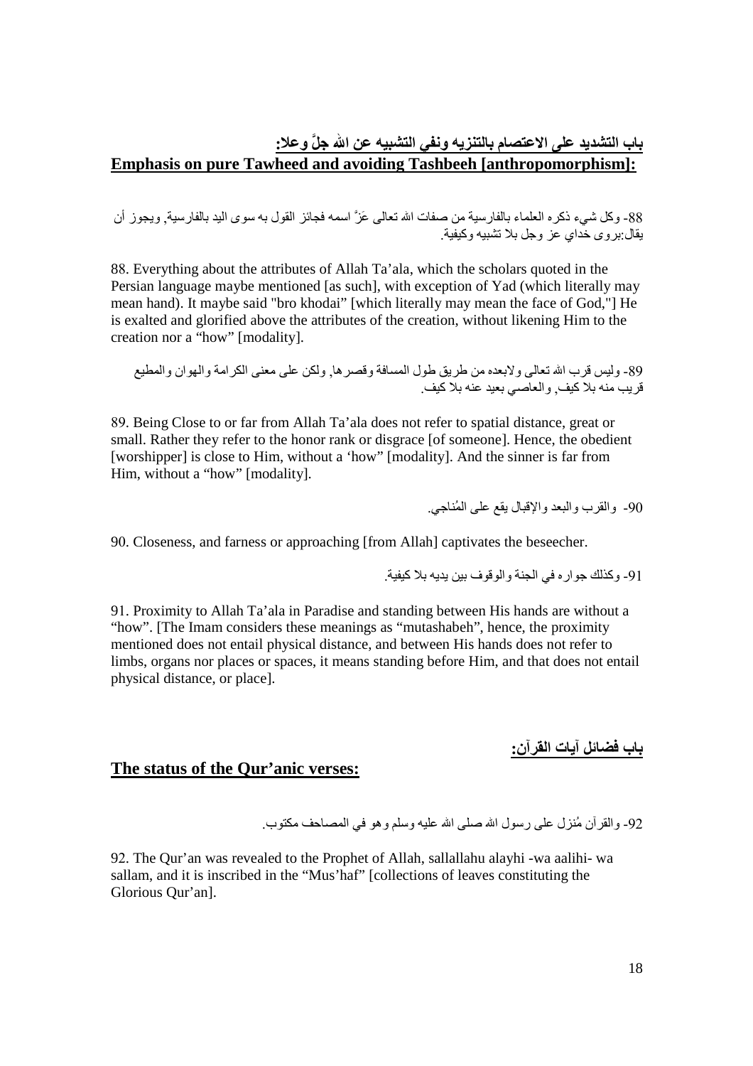## باب التشديد على الاعتصام بالتنزيه ونفي التشبيه عن الله جلَّ وعلا:
## Emphasis on pure Tawheed and avoiding Tashbeeh [anthropomorphism]:

88- وكل شيء ذكره العلماء بالفارسية من صفات الله تعالى عَزَّ اسمه فجائز القول به سوى اليد بالفارسية, ويجوز أن يقال:بروى خداي عز وجل بلا تشبيه وكيفية.

88. Everything about the attributes of Allah Ta'ala, which the scholars quoted in the Persian language maybe mentioned [as such], with exception of Yad (which literally may mean hand). It maybe said "bro khodai" [which literally may mean the face of God,"] He is exalted and glorified above the attributes of the creation, without likening Him to the creation nor a "how" [modality].

89- وليس قرب الله تعالى ولابعده من طريق طول المسافة وقصرها, ولكن على معنى الكرامة والهوان والمطيع قريب منه بلا كيف, والعاصي بعيد عنه بلا كيف.

89. Being Close to or far from Allah Ta'ala does not refer to spatial distance, great or small. Rather they refer to the honor rank or disgrace [of someone]. Hence, the obedient [worshipper] is close to Him, without a 'how" [modality]. And the sinner is far from Him, without a "how" [modality].

90- والقرب والبعد والإقبال يقع على المُناجي.

90. Closeness, and farness or approaching [from Allah] captivates the beseecher.

91- وكذلك جواره في الجنة والوقوف بين يديه بلا كيفية.

91. Proximity to Allah Ta'ala in Paradise and standing between His hands are without a "how". [The Imam considers these meanings as "mutashabeh", hence, the proximity mentioned does not entail physical distance, and between His hands does not refer to limbs, organs nor places or spaces, it means standing before Him, and that does not entail physical distance, or place].

## باب فضائل آيات القرآن:
## The status of the Qur'anic verses:

92- والقرآن مُنزل على رسول الله صلى الله عليه وسلم وهو في المصاحف مكتوب.

92. The Qur'an was revealed to the Prophet of Allah, sallallahu alayhi -wa aalihi- wa sallam, and it is inscribed in the "Mus'haf" [collections of leaves constituting the Glorious Qur'an].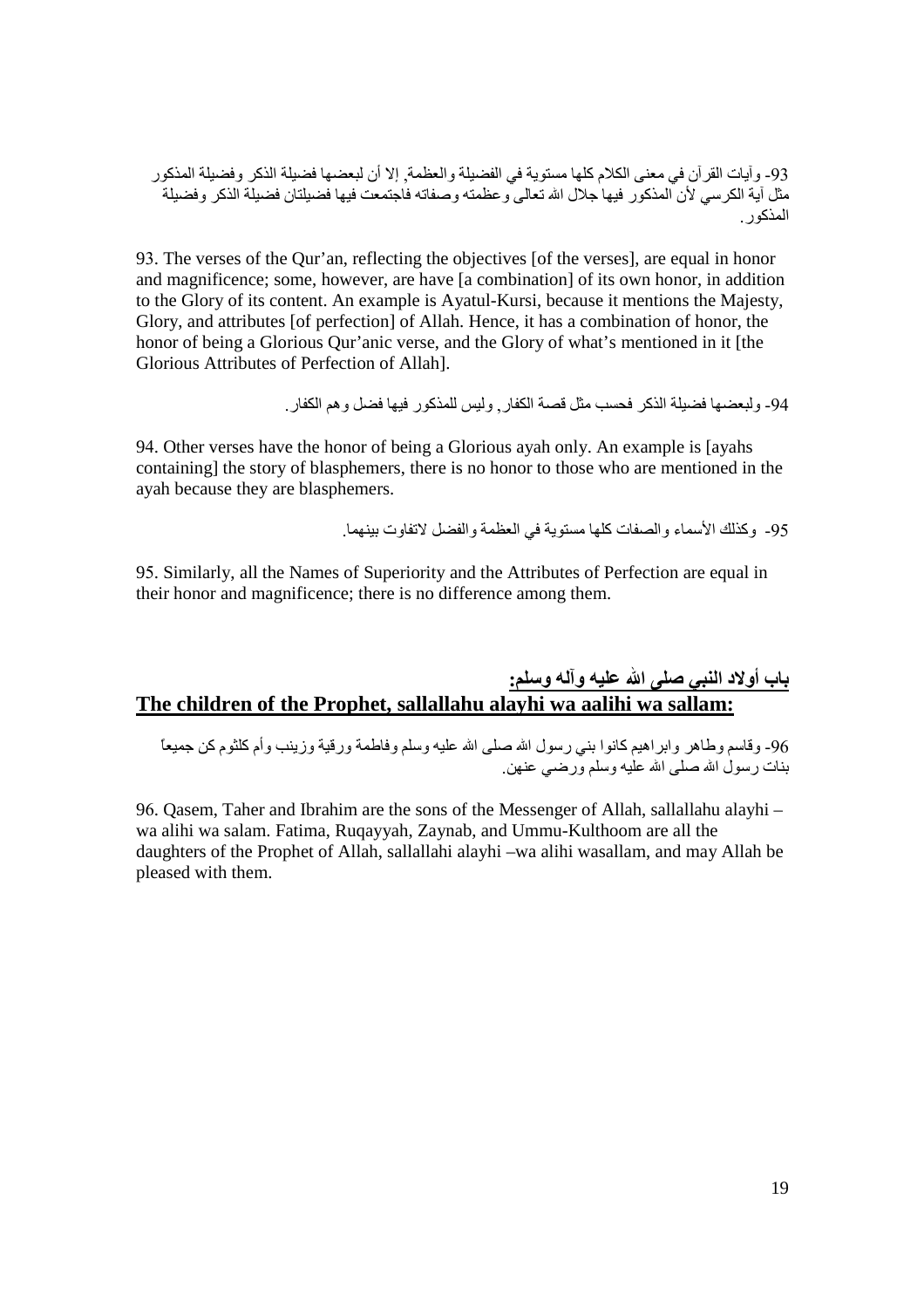93- وآيات القرآن في معنى الكلام كلها مستوية في الفضيلة والعظمة, إلا أن لبعضها فضيلة الذكر وفضيلة المذكور مثل آية الكرسي لأن المذكور فيها جلال الله تعالى وعظمته وصفاته فاجتمعت فيها فضيلتان فضيلة الذكر وفضيلة المذكور.

93. The verses of the Qur'an, reflecting the objectives [of the verses], are equal in honor and magnificence; some, however, are have [a combination] of its own honor, in addition to the Glory of its content. An example is Ayatul-Kursi, because it mentions the Majesty, Glory, and attributes [of perfection] of Allah. Hence, it has a combination of honor, the honor of being a Glorious Qur'anic verse, and the Glory of what's mentioned in it [the Glorious Attributes of Perfection of Allah].

94- ولبعضها فضيلة الذكر فحسب مثل قصة الكفار, وليس للمذكور فيها فضل وهم الكفار.

94. Other verses have the honor of being a Glorious ayah only. An example is [ayahs containing] the story of blasphemers, there is no honor to those who are mentioned in the ayah because they are blasphemers.

95- وكذلك الأسماء والصفات كلها مستوية في العظمة والفضل لاتفاوت بينهما.

95. Similarly, all the Names of Superiority and the Attributes of Perfection are equal in their honor and magnificence; there is no difference among them.

## باب أولاد النبي صلى الله عليه وآله وسلم:

## The children of the Prophet, sallallahu alayhi wa aalihi wa sallam:

96- وقاسم وطاهر وابراهيم كانوا بني رسول الله صلى الله عليه وسلم وفاطمة ورقية وزينب وأم كلثوم كن جميعاً بنات رسول الله صلى الله عليه وسلم ورضي عنهن.

96. Qasem, Taher and Ibrahim are the sons of the Messenger of Allah, sallallahu alayhi – wa alihi wa salam. Fatima, Ruqayyah, Zaynab, and Ummu-Kulthoom are all the daughters of the Prophet of Allah, sallallahi alayhi –wa alihi wasallam, and may Allah be pleased with them.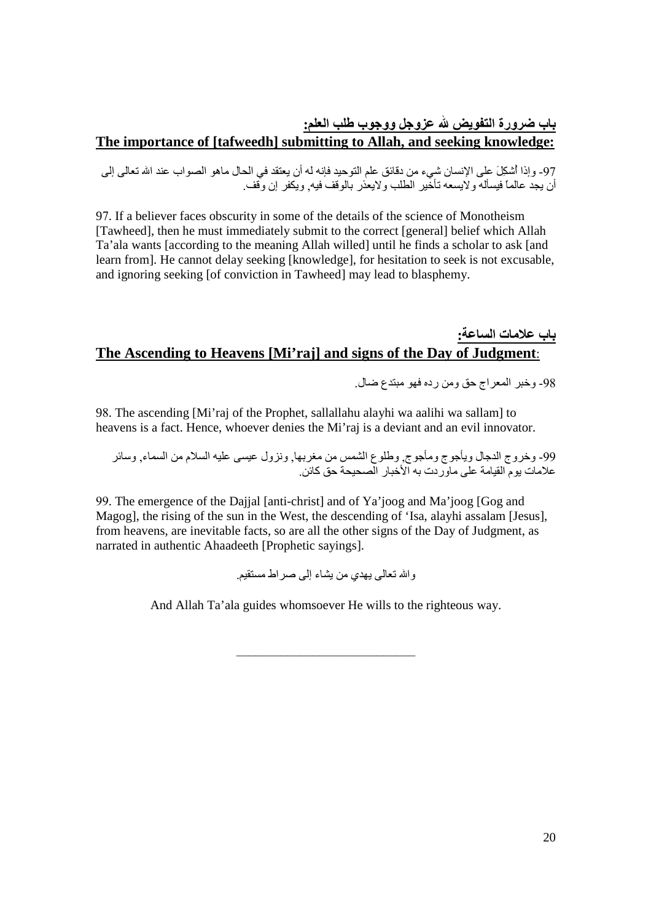## باب ضرورة التفويض لله عزوجل ووجوب طلب العلم:

## The importance of [tafweedh] submitting to Allah, and seeking knowledge:

97- وإذا أُشكِلَ على الإنسان شيء من دقائق علم التوحيد فإنه له أن يعتقد في الحال ماهو الصواب عند الله تعالى إلى أن يجد عالماً فيسأله ولايسعه تأخير الطلب ولايعذر بالوقف فيه, ويكفر إن وقف.

97. If a believer faces obscurity in some of the details of the science of Monotheism [Tawheed], then he must immediately submit to the correct [general] belief which Allah Ta'ala wants [according to the meaning Allah willed] until he finds a scholar to ask [and learn from]. He cannot delay seeking [knowledge], for hesitation to seek is not excusable, and ignoring seeking [of conviction in Tawheed] may lead to blasphemy.

## باب علامات الساعة:

## The Ascending to Heavens [Mi'raj] and signs of the Day of Judgment:

98- وخبر المعراج حق ومن رده فهو مبتدع ضال.

98. The ascending [Mi'raj of the Prophet, sallallahu alayhi wa aalihi wa sallam] to heavens is a fact. Hence, whoever denies the Mi'raj is a deviant and an evil innovator.

99- وخروج الدجال ويأجوج ومأجوج, وطلوع الشمس من مغربها, ونزول عيسى عليه السلام من السماء, وسائر علامات يوم القيامة على ماوردت به الأخبار الصحيحة حق كائن.

99. The emergence of the Dajjal [anti-christ] and of Ya'joog and Ma'joog [Gog and Magog], the rising of the sun in the West, the descending of 'Isa, alayhi assalam [Jesus], from heavens, are inevitable facts, so are all the other signs of the Day of Judgment, as narrated in authentic Ahaadeeth [Prophetic sayings].

والله تعالى يهدي من يشاء إلى صراط مستقيم.

And Allah Ta'ala guides whomsoever He wills to the righteous way.

---